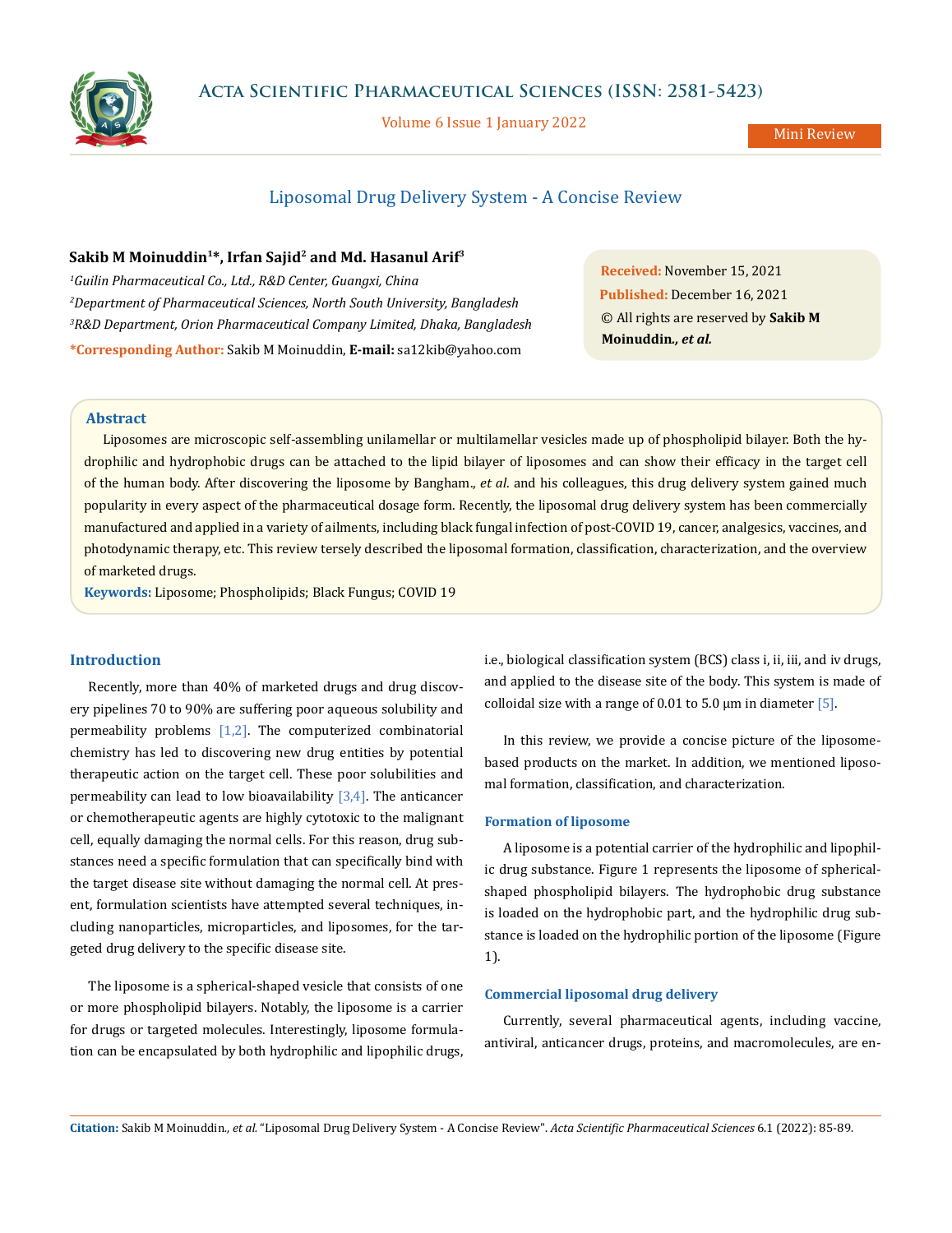# Liposomal Drug Delivery System - A Concise Review

**Sakib M Moinuddin[1]*, Irfan Sajid[2] and Md. Hasanul Arif[3]**

[1] *Guilin Pharmaceutical Co., Ltd., R&D Center, Guangxi, China*

[2] *Department of Pharmaceutical Sciences, North South University, Bangladesh*

[3] *R&D Department, Orion Pharmaceutical Company Limited, Dhaka, Bangladesh*

***Corresponding Author:** Sakib M Moinuddin, **E-mail:** sa12kib@yahoo.com

**Received:** November 15, 2021
**Published:** December 16, 2021
© All rights are reserved by **Sakib M Moinuddin*., et al.***

## Abstract

Liposomes are microscopic self-assembling unilamellar or multilamellar vesicles made up of phospholipid bilayer. Both the hydrophilic and hydrophobic drugs can be attached to the lipid bilayer of liposomes and can show their efficacy in the target cell of the human body. After discovering the liposome by Bangham., *et al.* and his colleagues, this drug delivery system gained much popularity in every aspect of the pharmaceutical dosage form. Recently, the liposomal drug delivery system has been commercially manufactured and applied in a variety of ailments, including black fungal infection of post-COVID 19, cancer, analgesics, vaccines, and photodynamic therapy, etc. This review tersely described the liposomal formation, classification, characterization, and the overview of marketed drugs.

**Keywords:** Liposome; Phospholipids; Black Fungus; COVID 19

## Introduction

Recently, more than 40% of marketed drugs and drug discovery pipelines 70 to 90% are suffering poor aqueous solubility and permeability problems [1,2]. The computerized combinatorial chemistry has led to discovering new drug entities by potential therapeutic action on the target cell. These poor solubilities and permeability can lead to low bioavailability [3,4]. The anticancer or chemotherapeutic agents are highly cytotoxic to the malignant cell, equally damaging the normal cells. For this reason, drug substances need a specific formulation that can specifically bind with the target disease site without damaging the normal cell. At present, formulation scientists have attempted several techniques, including nanoparticles, microparticles, and liposomes, for the targeted drug delivery to the specific disease site.

The liposome is a spherical-shaped vesicle that consists of one or more phospholipid bilayers. Notably, the liposome is a carrier for drugs or targeted molecules. Interestingly, liposome formulation can be encapsulated by both hydrophilic and lipophilic drugs, i.e., biological classification system (BCS) class i, ii, iii, and iv drugs, and applied to the disease site of the body. This system is made of colloidal size with a range of 0.01 to 5.0 µm in diameter [5].

In this review, we provide a concise picture of the liposome-based products on the market. In addition, we mentioned liposomal formation, classification, and characterization.

### Formation of liposome

A liposome is a potential carrier of the hydrophilic and lipophilic drug substance. Figure 1 represents the liposome of spherical-shaped phospholipid bilayers. The hydrophobic drug substance is loaded on the hydrophobic part, and the hydrophilic drug substance is loaded on the hydrophilic portion of the liposome (Figure 1).

### Commercial liposomal drug delivery

Currently, several pharmaceutical agents, including vaccine, antiviral, anticancer drugs, proteins, and macromolecules, are en-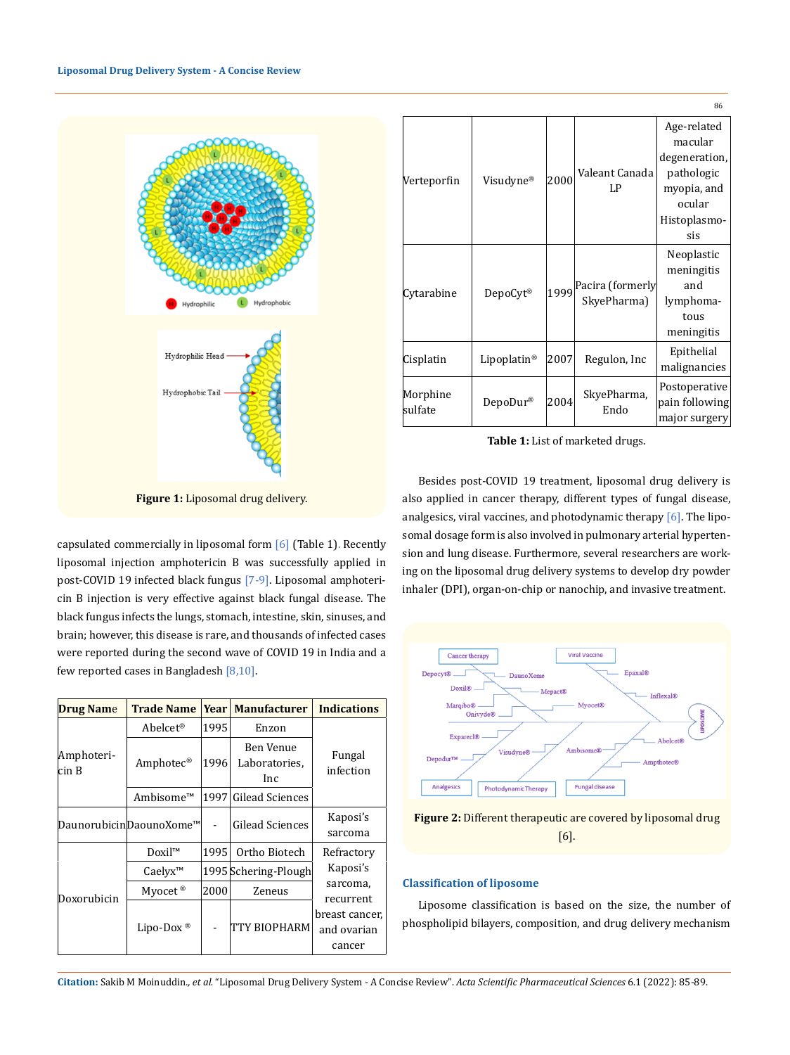Figure 1: Liposomal drug delivery.

capsulated commercially in liposomal form [6] (Table 1). Recently liposomal injection amphotericin B was successfully applied in post-COVID 19 infected black fungus [7-9]. Liposomal amphotericin B injection is very effective against black fungal disease. The black fungus infects the lungs, stomach, intestine, skin, sinuses, and brain; however, this disease is rare, and thousands of infected cases were reported during the second wave of COVID 19 in India and a few reported cases in Bangladesh [8,10].

| Drug Name | Trade Name | Year | Manufacturer | Indications |
|---|---|---|---|---|
| Amphotericin B | Abelcet® | 1995 | Enzon | Fungal infection |
| | Amphotec® | 1996 | Ben Venue Laboratories, Inc | |
| | Ambisome™ | 1997 | Gilead Sciences | |
| Daunorubicin | DaounoXome™ | - | Gilead Sciences | Kaposi's sarcoma |
| Doxorubicin | Doxil™ | 1995 | Ortho Biotech | Refractory Kaposi's sarcoma, recurrent breast cancer, and ovarian cancer |
| | Caelyx™ | 1995 | Schering-Plough | |
| | Myocet ® | 2000 | Zeneus | |
| | Lipo-Dox ® | - | TTY BIOPHARM | |
| Verteporfin | Visudyne® | 2000 | Valeant Canada LP | Age-related macular degeneration, pathologic myopia, and ocular Histoplasmosis |
| Cytarabine | DepoCyt® | 1999 | Pacira (formerly SkyePharma) | Neoplastic meningitis and lymphomatous meningitis |
| Cisplatin | Lipoplatin® | 2007 | Regulon, Inc | Epithelial malignancies |
| Morphine sulfate | DepoDur® | 2004 | SkyePharma, Endo | Postoperative pain following major surgery |

**Table 1:** List of marketed drugs.

Besides post-COVID 19 treatment, liposomal drug delivery is also applied in cancer therapy, different types of fungal disease, analgesics, viral vaccines, and photodynamic therapy [6]. The liposomal dosage form is also involved in pulmonary arterial hypertension and lung disease. Furthermore, several researchers are working on the liposomal drug delivery systems to develop dry powder inhaler (DPI), organ-on-chip or nanochip, and invasive treatment.

**Figure 2:** Different therapeutic are covered by liposomal drug [6].

## Classification of liposome

Liposome classification is based on the size, the number of phospholipid bilayers, composition, and drug delivery mechanism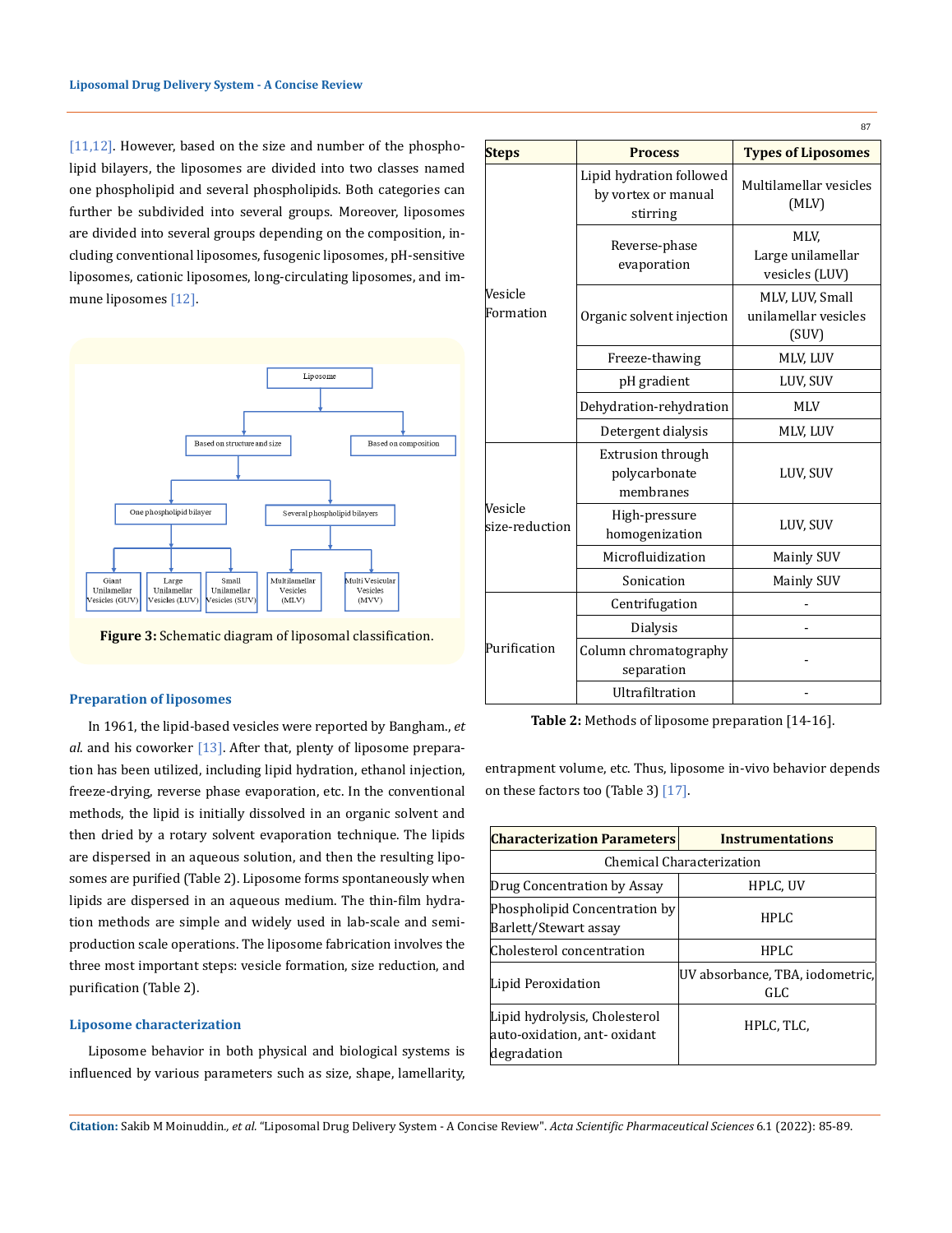[11,12]. However, based on the size and number of the phospholipid bilayers, the liposomes are divided into two classes named one phospholipid and several phospholipids. Both categories can further be subdivided into several groups. Moreover, liposomes are divided into several groups depending on the composition, including conventional liposomes, fusogenic liposomes, pH-sensitive liposomes, cationic liposomes, long-circulating liposomes, and immune liposomes [12].

**Figure 3:** Schematic diagram of liposomal classification.

### Preparation of liposomes

In 1961, the lipid-based vesicles were reported by Bangham., *et al.* and his coworker [13]. After that, plenty of liposome preparation has been utilized, including lipid hydration, ethanol injection, freeze-drying, reverse phase evaporation, etc. In the conventional methods, the lipid is initially dissolved in an organic solvent and then dried by a rotary solvent evaporation technique. The lipids are dispersed in an aqueous solution, and then the resulting liposomes are purified (Table 2). Liposome forms spontaneously when lipids are dispersed in an aqueous medium. The thin-film hydration methods are simple and widely used in lab-scale and semi-production scale operations. The liposome fabrication involves the three most important steps: vesicle formation, size reduction, and purification (Table 2).

### Liposome characterization

Liposome behavior in both physical and biological systems is influenced by various parameters such as size, shape, lamellarity, entrapment volume, etc. Thus, liposome in-vivo behavior depends on these factors too (Table 3) [17].

| Steps | Process | Types of Liposomes |
|---|---|---|
| Vesicle Formation | Lipid hydration followed by vortex or manual stirring | Multilamellar vesicles (MLV) |
| | Reverse-phase evaporation | MLV, Large unilamellar vesicles (LUV) |
| | Organic solvent injection | MLV, LUV, Small unilamellar vesicles (SUV) |
| | Freeze-thawing | MLV, LUV |
| | pH gradient | LUV, SUV |
| | Dehydration-rehydration | MLV |
| | Detergent dialysis | MLV, LUV |
| Vesicle size-reduction | Extrusion through polycarbonate membranes | LUV, SUV |
| | High-pressure homogenization | LUV, SUV |
| | Microfluidization | Mainly SUV |
| | Sonication | Mainly SUV |
| Purification | Centrifugation | - |
| | Dialysis | - |
| | Column chromatography separation | - |
| | Ultrafiltration | - |

**Table 2:** Methods of liposome preparation [14-16].

| Characterization Parameters | Instrumentations |
|---|---|
| Chemical Characterization | |
| Drug Concentration by Assay | HPLC, UV |
| Phospholipid Concentration by Barlett/Stewart assay | HPLC |
| Cholesterol concentration | HPLC |
| Lipid Peroxidation | UV absorbance, TBA, iodometric, GLC |
| Lipid hydrolysis, Cholesterol auto-oxidation, ant- oxidant degradation | HPLC, TLC, |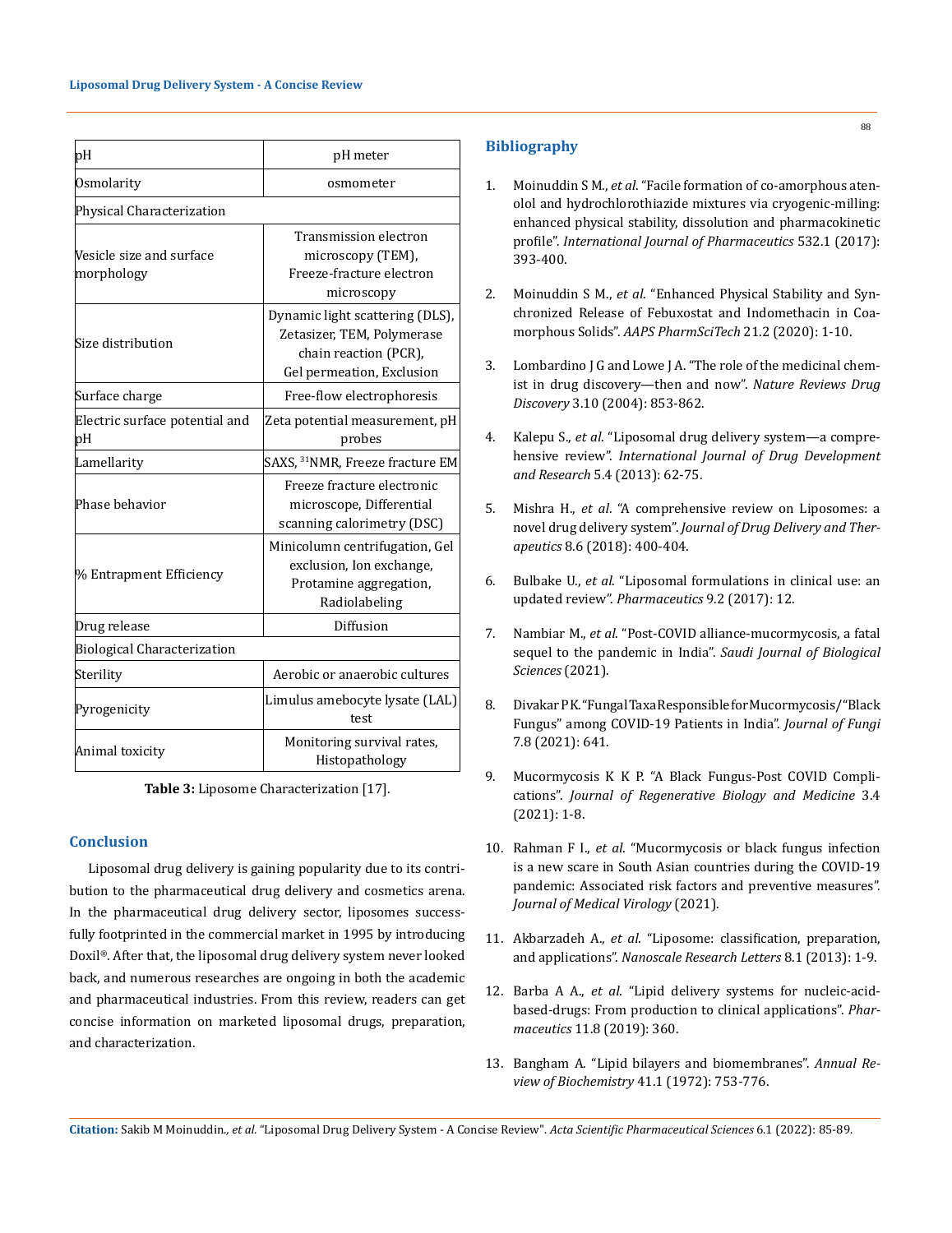| pH | pH meter |
| --- | --- |
| Osmolarity | osmometer |
| Physical Characterization | |
| Vesicle size and surface morphology | Transmission electron microscopy (TEM), Freeze-fracture electron microscopy |
| Size distribution | Dynamic light scattering (DLS), Zetasizer, TEM, Polymerase chain reaction (PCR), Gel permeation, Exclusion |
| Surface charge | Free-flow electrophoresis |
| Electric surface potential and pH | Zeta potential measurement, pH probes |
| Lamellarity | SAXS, $^{31}$NMR, Freeze fracture EM |
| Phase behavior | Freeze fracture electronic microscope, Differential scanning calorimetry (DSC) |
| % Entrapment Efficiency | Minicolumn centrifugation, Gel exclusion, Ion exchange, Protamine aggregation, Radiolabeling |
| Drug release | Diffusion |
| Biological Characterization | |
| Sterility | Aerobic or anaerobic cultures |
| Pyrogenicity | Limulus amebocyte lysate (LAL) test |
| Animal toxicity | Monitoring survival rates, Histopathology |

**Table 3:** Liposome Characterization [17].

## Conclusion

Liposomal drug delivery is gaining popularity due to its contribution to the pharmaceutical drug delivery and cosmetics arena. In the pharmaceutical drug delivery sector, liposomes successfully footprinted in the commercial market in 1995 by introducing Doxil®. After that, the liposomal drug delivery system never looked back, and numerous researches are ongoing in both the academic and pharmaceutical industries. From this review, readers can get concise information on marketed liposomal drugs, preparation, and characterization.

## Bibliography

1. Moinuddin S M., *et al*. "Facile formation of co-amorphous atenolol and hydrochlorothiazide mixtures via cryogenic-milling: enhanced physical stability, dissolution and pharmacokinetic profile". *International Journal of Pharmaceutics* 532.1 (2017): 393-400.
2. Moinuddin S M., *et al*. "Enhanced Physical Stability and Synchronized Release of Febuxostat and Indomethacin in Coamorphous Solids". *AAPS PharmSciTech* 21.2 (2020): 1-10.
3. Lombardino J G and Lowe J A. "The role of the medicinal chemist in drug discovery—then and now". *Nature Reviews Drug Discovery* 3.10 (2004): 853-862.
4. Kalepu S., *et al*. "Liposomal drug delivery system—a comprehensive review". *International Journal of Drug Development and Research* 5.4 (2013): 62-75.
5. Mishra H., *et al*. "A comprehensive review on Liposomes: a novel drug delivery system". *Journal of Drug Delivery and Therapeutics* 8.6 (2018): 400-404.
6. Bulbake U., *et al*. "Liposomal formulations in clinical use: an updated review". *Pharmaceutics* 9.2 (2017): 12.
7. Nambiar M., *et al*. "Post-COVID alliance-mucormycosis, a fatal sequel to the pandemic in India". *Saudi Journal of Biological Sciences* (2021).
8. Divakar P K. "Fungal Taxa Responsible for Mucormycosis/"Black Fungus" among COVID-19 Patients in India". *Journal of Fungi* 7.8 (2021): 641.
9. Mucormycosis K K P. "A Black Fungus-Post COVID Complications". *Journal of Regenerative Biology and Medicine* 3.4 (2021): 1-8.
10. Rahman F I., *et al*. "Mucormycosis or black fungus infection is a new scare in South Asian countries during the COVID-19 pandemic: Associated risk factors and preventive measures". *Journal of Medical Virology* (2021).
11. Akbarzadeh A., *et al*. "Liposome: classification, preparation, and applications". *Nanoscale Research Letters* 8.1 (2013): 1-9.
12. Barba A A., *et al*. "Lipid delivery systems for nucleic-acid-based-drugs: From production to clinical applications". *Pharmaceutics* 11.8 (2019): 360.
13. Bangham A. "Lipid bilayers and biomembranes". *Annual Review of Biochemistry* 41.1 (1972): 753-776.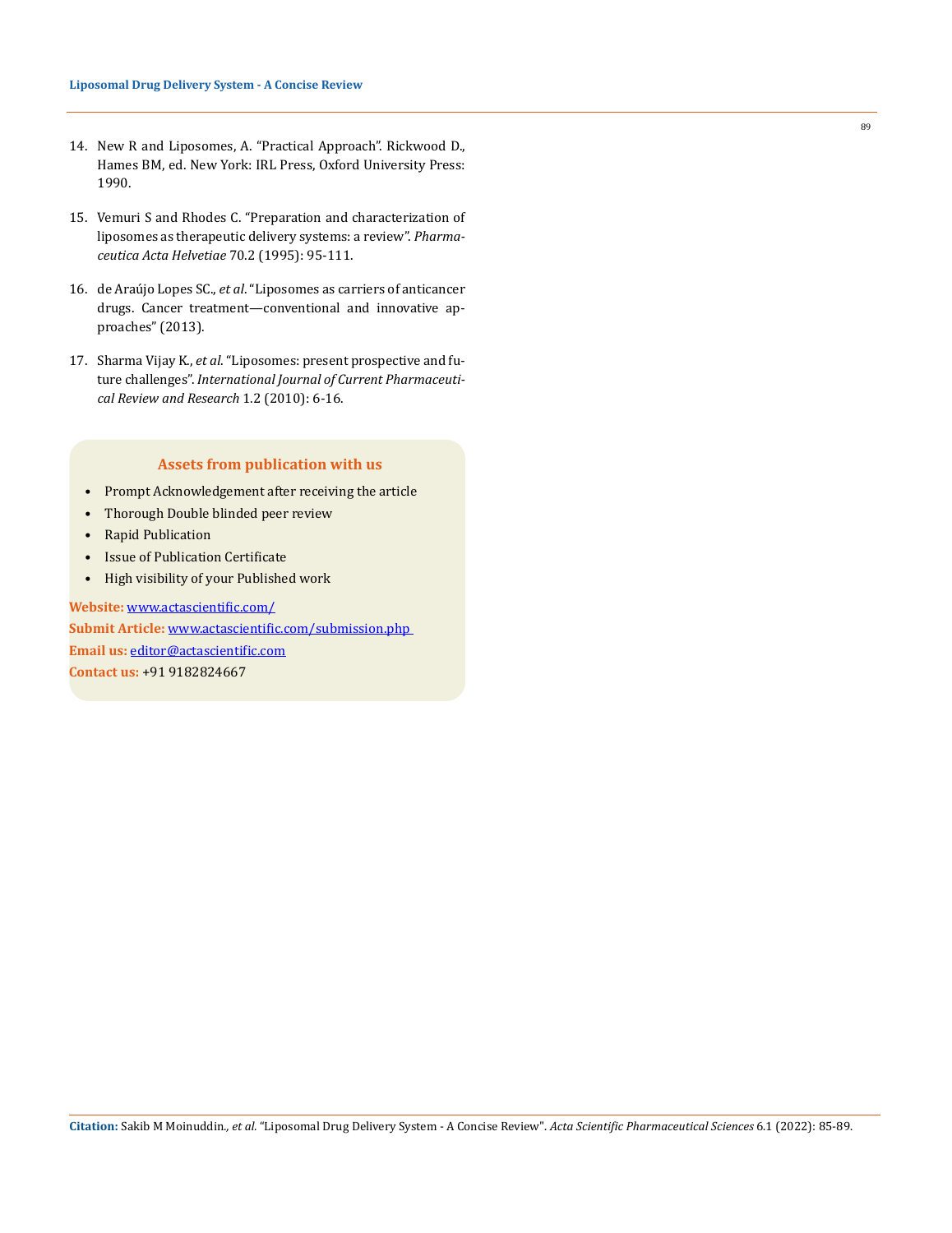14. New R and Liposomes, A. "Practical Approach". Rickwood D., Hames BM, ed. New York: IRL Press, Oxford University Press: 1990.

15. Vemuri S and Rhodes C. "Preparation and characterization of liposomes as therapeutic delivery systems: a review". *Pharmaceutica Acta Helvetiae* 70.2 (1995): 95-111.

16. de Araújo Lopes SC., *et al*. "Liposomes as carriers of anticancer drugs. Cancer treatment—conventional and innovative approaches" (2013).

17. Sharma Vijay K., *et al*. "Liposomes: present prospective and future challenges". *International Journal of Current Pharmaceutical Review and Research* 1.2 (2010): 6-16.

### Assets from publication with us

- Prompt Acknowledgement after receiving the article
- Thorough Double blinded peer review
- Rapid Publication
- Issue of Publication Certificate
- High visibility of your Published work

**Website:** www.actascientific.com/
**Submit Article:** www.actascientific.com/submission.php
**Email us:** editor@actascientific.com
**Contact us:** +91 9182824667